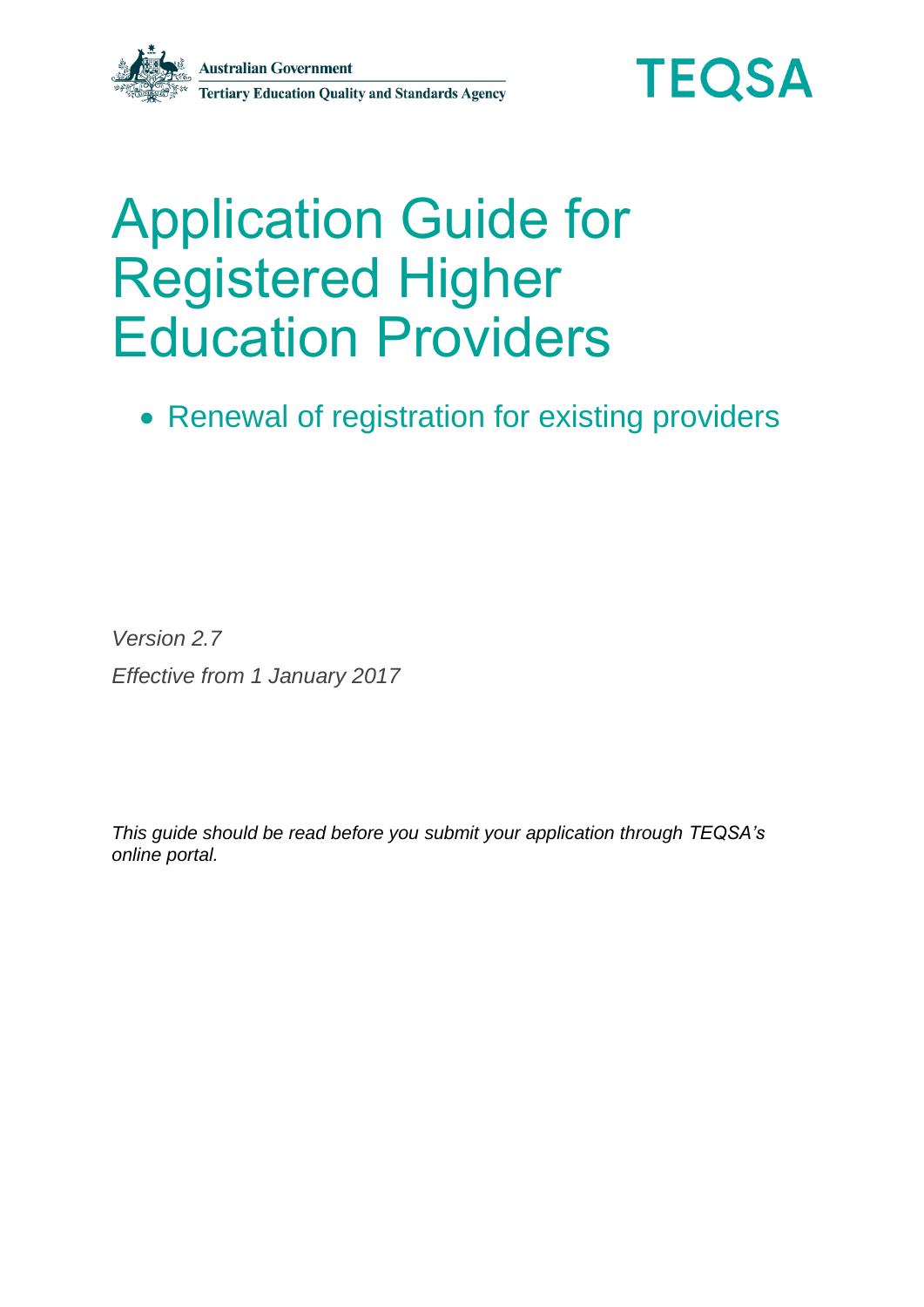Australian Government
Tertiary Education Quality and Standards Agency

TEQSA

# Application Guide for Registered Higher Education Providers

- Renewal of registration for existing providers

*Version 2.7*

*Effective from 1 January 2017*

*This guide should be read before you submit your application through TEQSA's online portal.*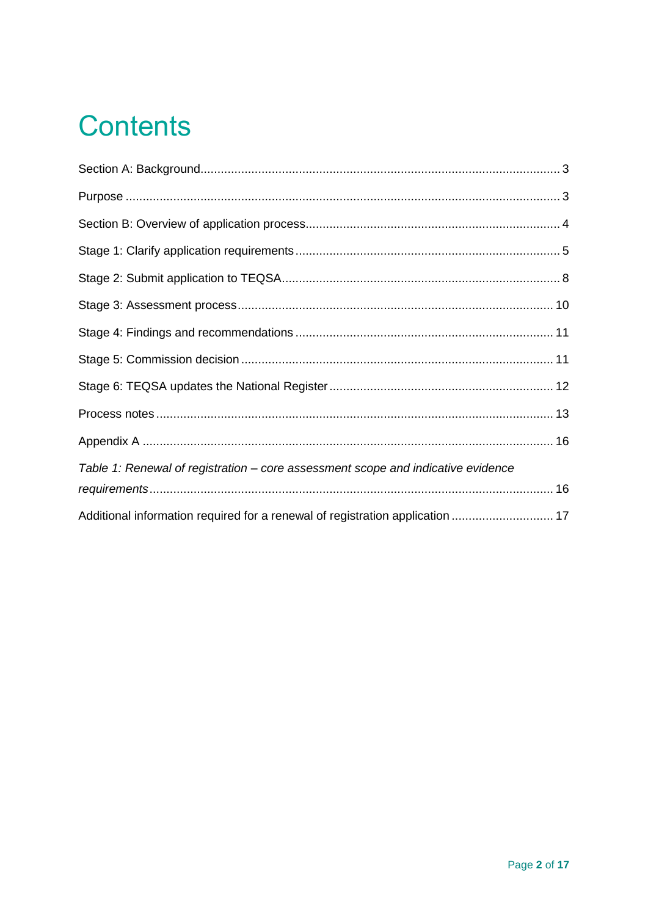# Contents

Section A: Background ........................................................................................................ 3

Purpose ........................................................................................................ 3

Section B: Overview of application process ........................................................................................................ 4

Stage 1: Clarify application requirements ........................................................................................................ 5

Stage 2: Submit application to TEQSA ........................................................................................................ 8

Stage 3: Assessment process ........................................................................................................ 10

Stage 4: Findings and recommendations ........................................................................................................ 11

Stage 5: Commission decision ........................................................................................................ 11

Stage 6: TEQSA updates the National Register ........................................................................................................ 12

Process notes ........................................................................................................ 13

Appendix A ........................................................................................................ 16

*Table 1: Renewal of registration – core assessment scope and indicative evidence requirements* ........................................................................................................ 16

Additional information required for a renewal of registration application ........................................................................................................ 17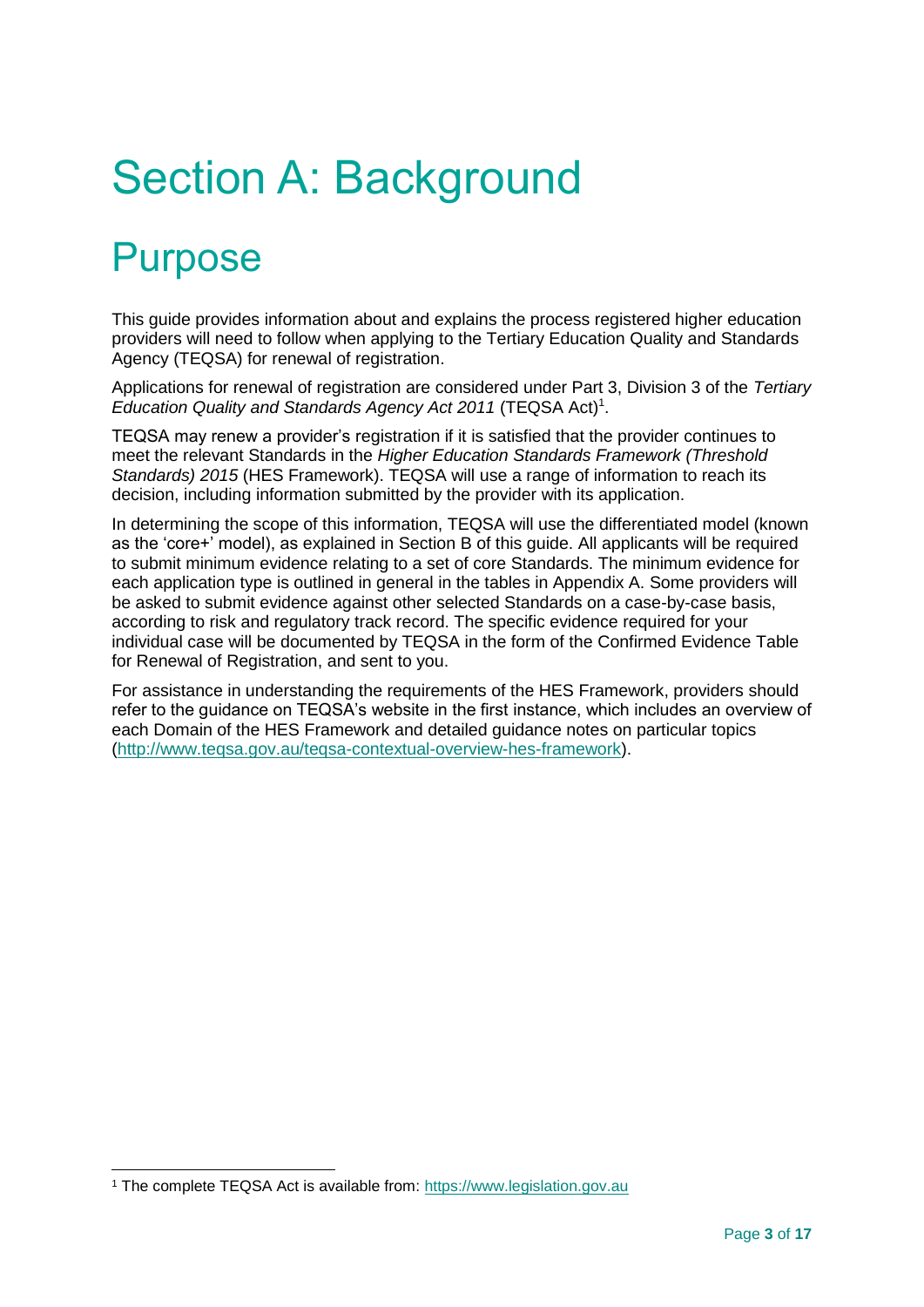# Section A: Background

## Purpose

This guide provides information about and explains the process registered higher education providers will need to follow when applying to the Tertiary Education Quality and Standards Agency (TEQSA) for renewal of registration.

Applications for renewal of registration are considered under Part 3, Division 3 of the *Tertiary Education Quality and Standards Agency Act 2011* (TEQSA Act)[1].

TEQSA may renew a provider's registration if it is satisfied that the provider continues to meet the relevant Standards in the *Higher Education Standards Framework (Threshold Standards) 2015* (HES Framework). TEQSA will use a range of information to reach its decision, including information submitted by the provider with its application.

In determining the scope of this information, TEQSA will use the differentiated model (known as the 'core+' model), as explained in Section B of this guide. All applicants will be required to submit minimum evidence relating to a set of core Standards. The minimum evidence for each application type is outlined in general in the tables in Appendix A. Some providers will be asked to submit evidence against other selected Standards on a case-by-case basis, according to risk and regulatory track record. The specific evidence required for your individual case will be documented by TEQSA in the form of the Confirmed Evidence Table for Renewal of Registration, and sent to you.

For assistance in understanding the requirements of the HES Framework, providers should refer to the guidance on TEQSA's website in the first instance, which includes an overview of each Domain of the HES Framework and detailed guidance notes on particular topics (http://www.teqsa.gov.au/teqsa-contextual-overview-hes-framework).

---

[1] The complete TEQSA Act is available from: https://www.legislation.gov.au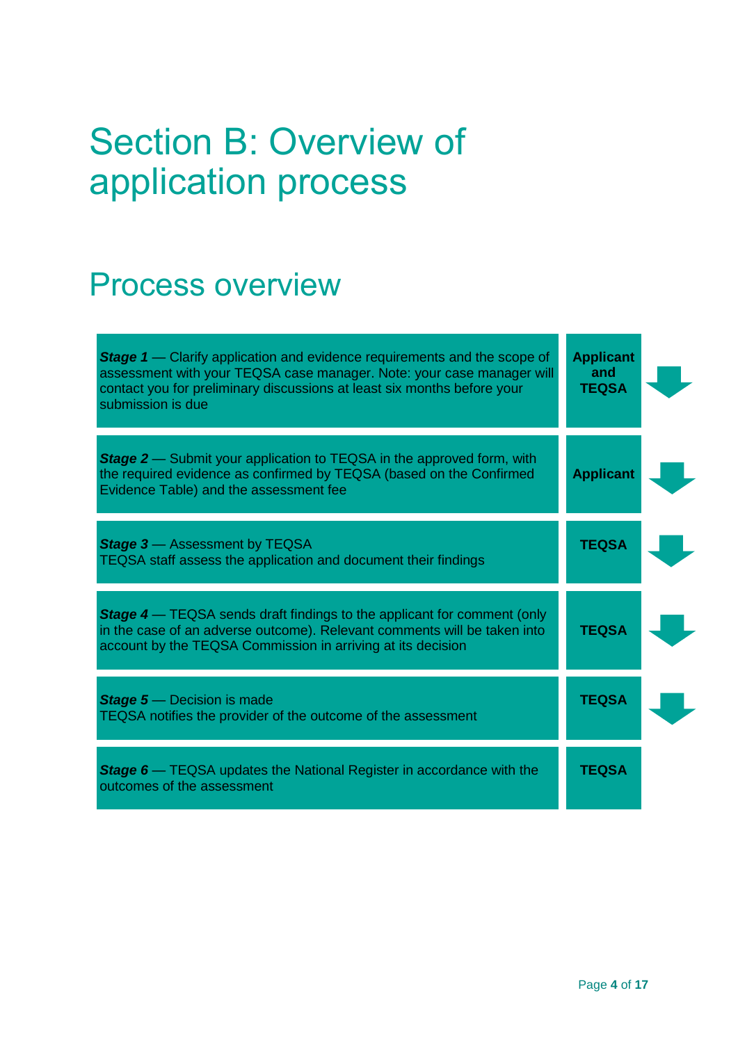# Section B: Overview of application process

## Process overview

| Stage | Responsibility |
| --- | --- |
| ***Stage 1*** — Clarify application and evidence requirements and the scope of assessment with your TEQSA case manager. Note: your case manager will contact you for preliminary discussions at least six months before your submission is due | **Applicant and TEQSA** |
| ***Stage 2*** — Submit your application to TEQSA in the approved form, with the required evidence as confirmed by TEQSA (based on the Confirmed Evidence Table) and the assessment fee | **Applicant** |
| ***Stage 3*** — Assessment by TEQSA<br>TEQSA staff assess the application and document their findings | **TEQSA** |
| ***Stage 4*** — TEQSA sends draft findings to the applicant for comment (only in the case of an adverse outcome). Relevant comments will be taken into account by the TEQSA Commission in arriving at its decision | **TEQSA** |
| ***Stage 5*** — Decision is made<br>TEQSA notifies the provider of the outcome of the assessment | **TEQSA** |
| ***Stage 6*** — TEQSA updates the National Register in accordance with the outcomes of the assessment | **TEQSA** |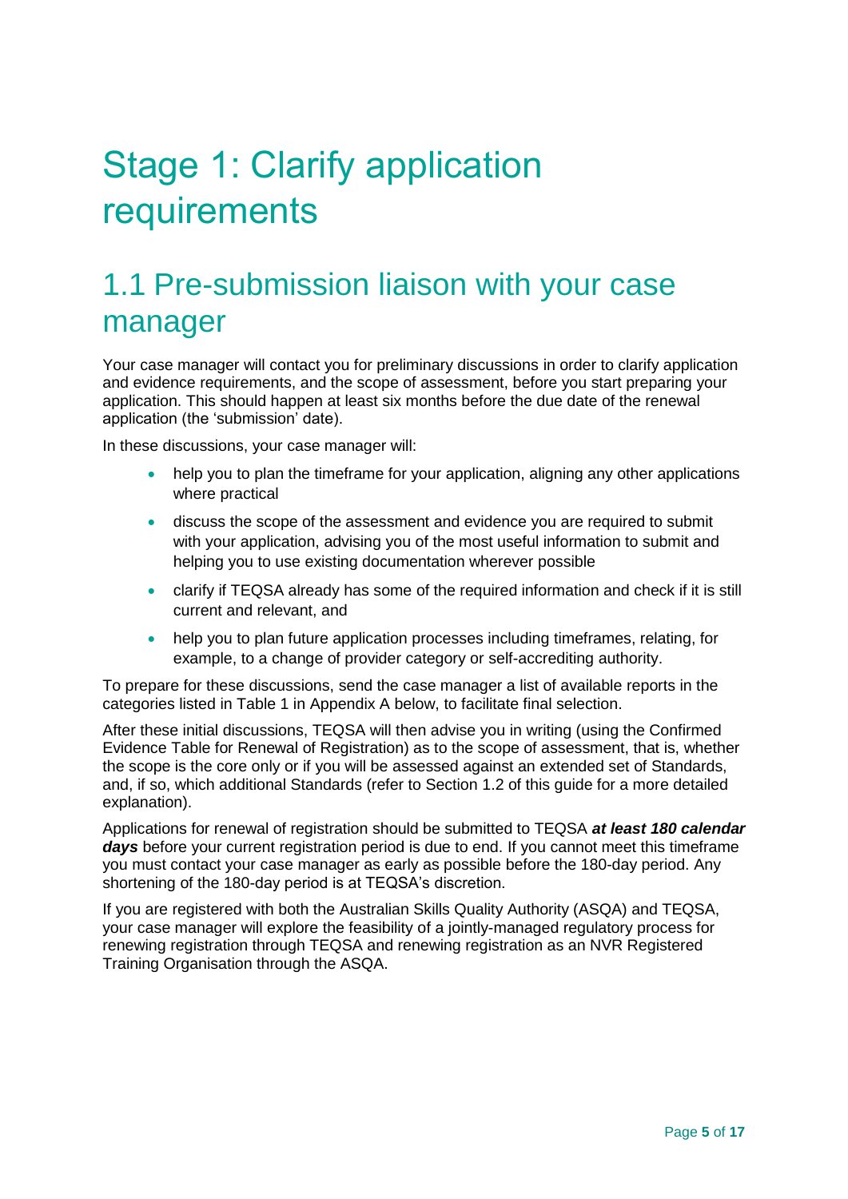# Stage 1: Clarify application requirements

## 1.1 Pre-submission liaison with your case manager

Your case manager will contact you for preliminary discussions in order to clarify application and evidence requirements, and the scope of assessment, before you start preparing your application. This should happen at least six months before the due date of the renewal application (the 'submission' date).

In these discussions, your case manager will:

- help you to plan the timeframe for your application, aligning any other applications where practical
- discuss the scope of the assessment and evidence you are required to submit with your application, advising you of the most useful information to submit and helping you to use existing documentation wherever possible
- clarify if TEQSA already has some of the required information and check if it is still current and relevant, and
- help you to plan future application processes including timeframes, relating, for example, to a change of provider category or self-accrediting authority.

To prepare for these discussions, send the case manager a list of available reports in the categories listed in Table 1 in Appendix A below, to facilitate final selection.

After these initial discussions, TEQSA will then advise you in writing (using the Confirmed Evidence Table for Renewal of Registration) as to the scope of assessment, that is, whether the scope is the core only or if you will be assessed against an extended set of Standards, and, if so, which additional Standards (refer to Section 1.2 of this guide for a more detailed explanation).

Applications for renewal of registration should be submitted to TEQSA ***at least 180 calendar days*** before your current registration period is due to end. If you cannot meet this timeframe you must contact your case manager as early as possible before the 180-day period. Any shortening of the 180-day period is at TEQSA's discretion.

If you are registered with both the Australian Skills Quality Authority (ASQA) and TEQSA, your case manager will explore the feasibility of a jointly-managed regulatory process for renewing registration through TEQSA and renewing registration as an NVR Registered Training Organisation through the ASQA.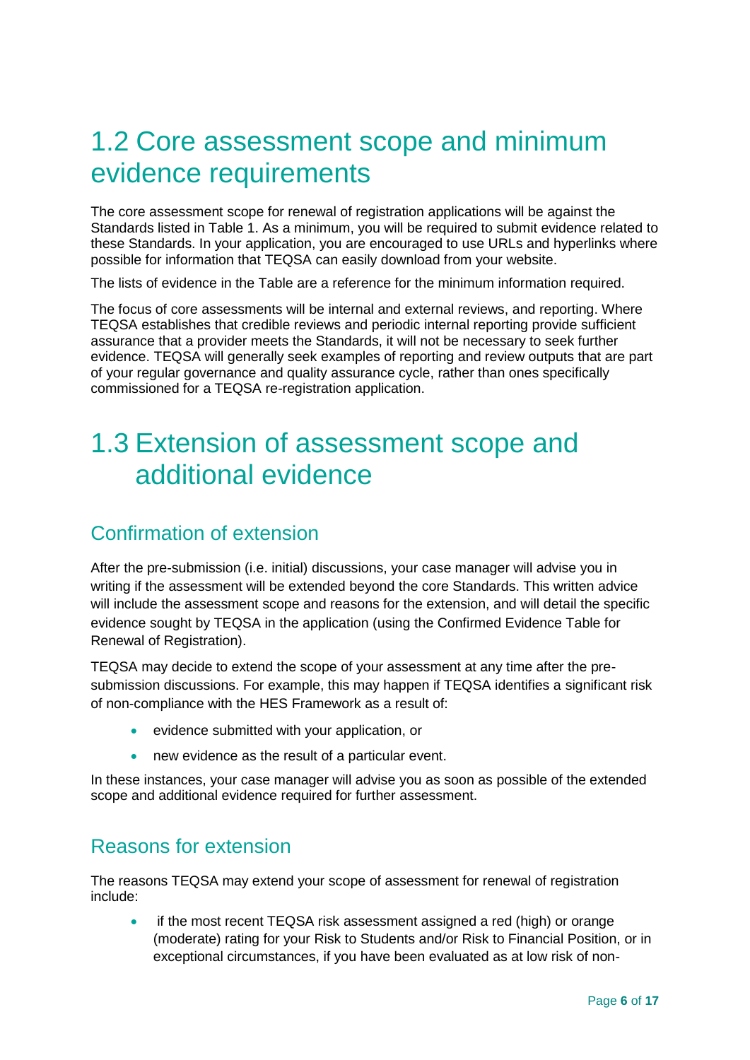# 1.2 Core assessment scope and minimum evidence requirements

The core assessment scope for renewal of registration applications will be against the Standards listed in Table 1. As a minimum, you will be required to submit evidence related to these Standards. In your application, you are encouraged to use URLs and hyperlinks where possible for information that TEQSA can easily download from your website.

The lists of evidence in the Table are a reference for the minimum information required.

The focus of core assessments will be internal and external reviews, and reporting. Where TEQSA establishes that credible reviews and periodic internal reporting provide sufficient assurance that a provider meets the Standards, it will not be necessary to seek further evidence. TEQSA will generally seek examples of reporting and review outputs that are part of your regular governance and quality assurance cycle, rather than ones specifically commissioned for a TEQSA re-registration application.

# 1.3 Extension of assessment scope and additional evidence

## Confirmation of extension

After the pre-submission (i.e. initial) discussions, your case manager will advise you in writing if the assessment will be extended beyond the core Standards. This written advice will include the assessment scope and reasons for the extension, and will detail the specific evidence sought by TEQSA in the application (using the Confirmed Evidence Table for Renewal of Registration).

TEQSA may decide to extend the scope of your assessment at any time after the pre-submission discussions. For example, this may happen if TEQSA identifies a significant risk of non-compliance with the HES Framework as a result of:

- evidence submitted with your application, or
- new evidence as the result of a particular event.

In these instances, your case manager will advise you as soon as possible of the extended scope and additional evidence required for further assessment.

## Reasons for extension

The reasons TEQSA may extend your scope of assessment for renewal of registration include:

- if the most recent TEQSA risk assessment assigned a red (high) or orange (moderate) rating for your Risk to Students and/or Risk to Financial Position, or in exceptional circumstances, if you have been evaluated as at low risk of non-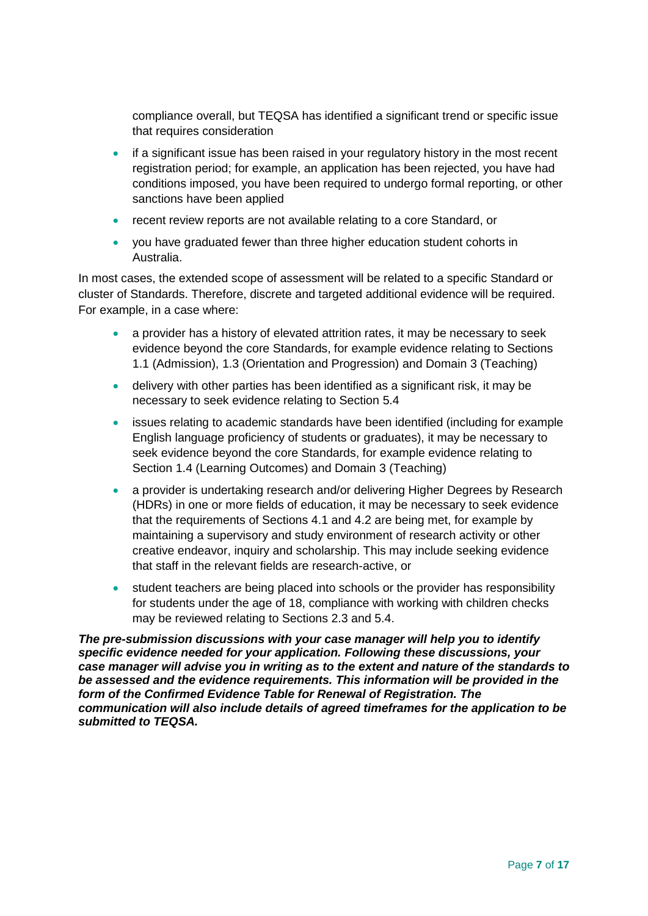compliance overall, but TEQSA has identified a significant trend or specific issue that requires consideration

- if a significant issue has been raised in your regulatory history in the most recent registration period; for example, an application has been rejected, you have had conditions imposed, you have been required to undergo formal reporting, or other sanctions have been applied
- recent review reports are not available relating to a core Standard, or
- you have graduated fewer than three higher education student cohorts in Australia.

In most cases, the extended scope of assessment will be related to a specific Standard or cluster of Standards. Therefore, discrete and targeted additional evidence will be required. For example, in a case where:

- a provider has a history of elevated attrition rates, it may be necessary to seek evidence beyond the core Standards, for example evidence relating to Sections 1.1 (Admission), 1.3 (Orientation and Progression) and Domain 3 (Teaching)
- delivery with other parties has been identified as a significant risk, it may be necessary to seek evidence relating to Section 5.4
- issues relating to academic standards have been identified (including for example English language proficiency of students or graduates), it may be necessary to seek evidence beyond the core Standards, for example evidence relating to Section 1.4 (Learning Outcomes) and Domain 3 (Teaching)
- a provider is undertaking research and/or delivering Higher Degrees by Research (HDRs) in one or more fields of education, it may be necessary to seek evidence that the requirements of Sections 4.1 and 4.2 are being met, for example by maintaining a supervisory and study environment of research activity or other creative endeavor, inquiry and scholarship. This may include seeking evidence that staff in the relevant fields are research-active, or
- student teachers are being placed into schools or the provider has responsibility for students under the age of 18, compliance with working with children checks may be reviewed relating to Sections 2.3 and 5.4.

***The pre-submission discussions with your case manager will help you to identify specific evidence needed for your application. Following these discussions, your case manager will advise you in writing as to the extent and nature of the standards to be assessed and the evidence requirements. This information will be provided in the form of the Confirmed Evidence Table for Renewal of Registration. The communication will also include details of agreed timeframes for the application to be submitted to TEQSA.***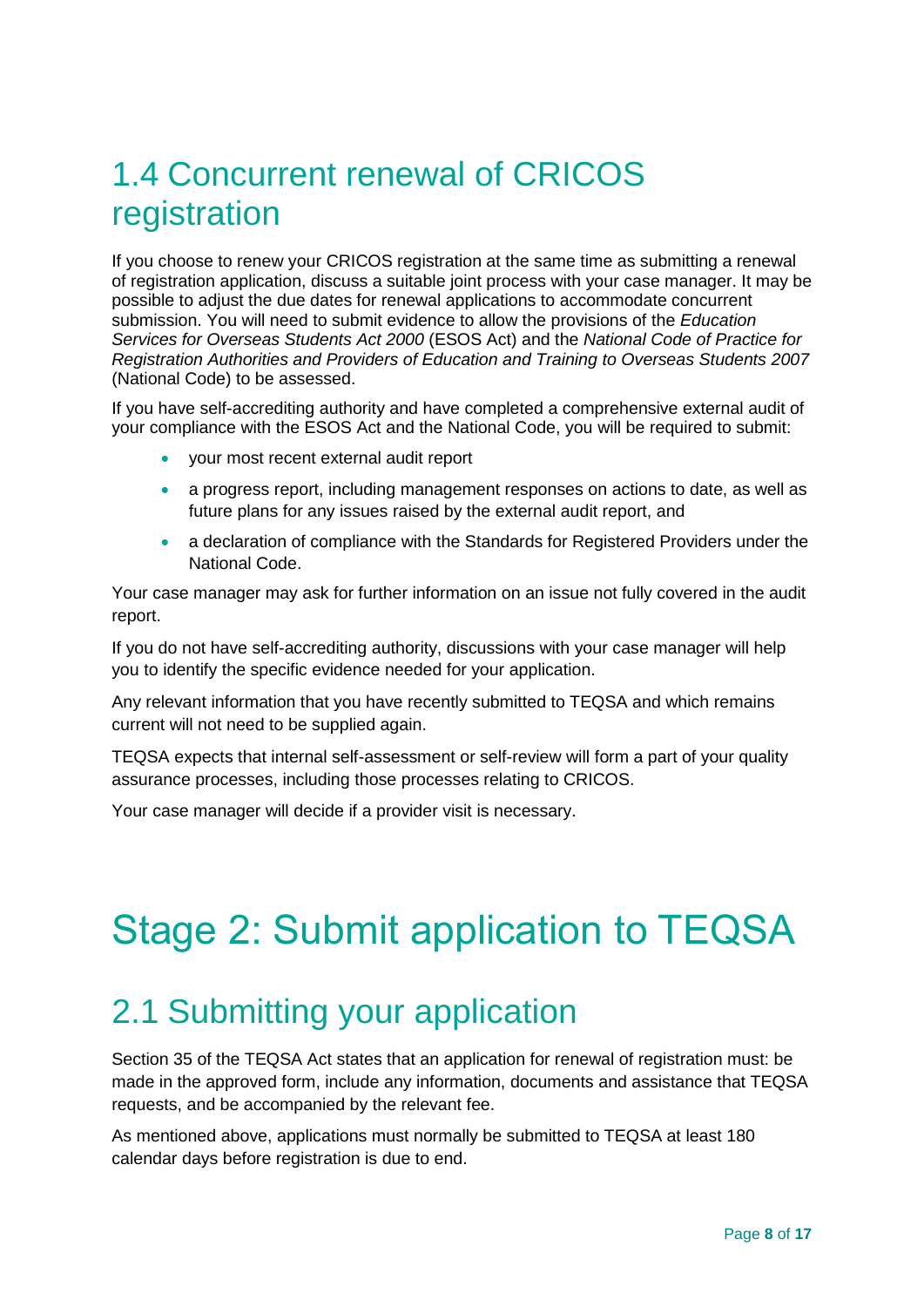## 1.4 Concurrent renewal of CRICOS registration

If you choose to renew your CRICOS registration at the same time as submitting a renewal of registration application, discuss a suitable joint process with your case manager. It may be possible to adjust the due dates for renewal applications to accommodate concurrent submission. You will need to submit evidence to allow the provisions of the *Education Services for Overseas Students Act 2000* (ESOS Act) and the *National Code of Practice for Registration Authorities and Providers of Education and Training to Overseas Students 2007* (National Code) to be assessed.

If you have self-accrediting authority and have completed a comprehensive external audit of your compliance with the ESOS Act and the National Code, you will be required to submit:

- your most recent external audit report
- a progress report, including management responses on actions to date, as well as future plans for any issues raised by the external audit report, and
- a declaration of compliance with the Standards for Registered Providers under the National Code.

Your case manager may ask for further information on an issue not fully covered in the audit report.

If you do not have self-accrediting authority, discussions with your case manager will help you to identify the specific evidence needed for your application.

Any relevant information that you have recently submitted to TEQSA and which remains current will not need to be supplied again.

TEQSA expects that internal self-assessment or self-review will form a part of your quality assurance processes, including those processes relating to CRICOS.

Your case manager will decide if a provider visit is necessary.

# Stage 2: Submit application to TEQSA

## 2.1 Submitting your application

Section 35 of the TEQSA Act states that an application for renewal of registration must: be made in the approved form, include any information, documents and assistance that TEQSA requests, and be accompanied by the relevant fee.

As mentioned above, applications must normally be submitted to TEQSA at least 180 calendar days before registration is due to end.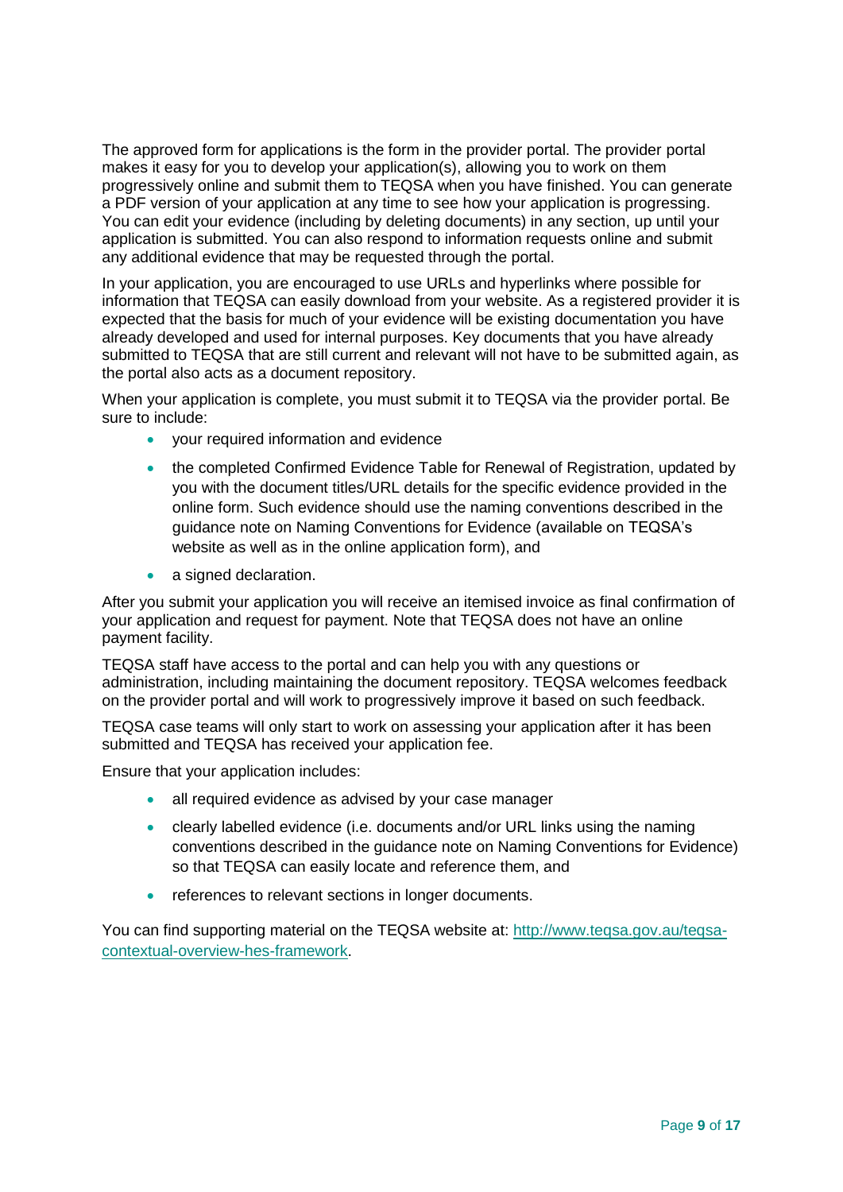The approved form for applications is the form in the provider portal. The provider portal makes it easy for you to develop your application(s), allowing you to work on them progressively online and submit them to TEQSA when you have finished. You can generate a PDF version of your application at any time to see how your application is progressing. You can edit your evidence (including by deleting documents) in any section, up until your application is submitted. You can also respond to information requests online and submit any additional evidence that may be requested through the portal.

In your application, you are encouraged to use URLs and hyperlinks where possible for information that TEQSA can easily download from your website. As a registered provider it is expected that the basis for much of your evidence will be existing documentation you have already developed and used for internal purposes. Key documents that you have already submitted to TEQSA that are still current and relevant will not have to be submitted again, as the portal also acts as a document repository.

When your application is complete, you must submit it to TEQSA via the provider portal. Be sure to include:

- your required information and evidence
- the completed Confirmed Evidence Table for Renewal of Registration, updated by you with the document titles/URL details for the specific evidence provided in the online form. Such evidence should use the naming conventions described in the guidance note on Naming Conventions for Evidence (available on TEQSA's website as well as in the online application form), and
- a signed declaration.

After you submit your application you will receive an itemised invoice as final confirmation of your application and request for payment. Note that TEQSA does not have an online payment facility.

TEQSA staff have access to the portal and can help you with any questions or administration, including maintaining the document repository. TEQSA welcomes feedback on the provider portal and will work to progressively improve it based on such feedback.

TEQSA case teams will only start to work on assessing your application after it has been submitted and TEQSA has received your application fee.

Ensure that your application includes:

- all required evidence as advised by your case manager
- clearly labelled evidence (i.e. documents and/or URL links using the naming conventions described in the guidance note on Naming Conventions for Evidence) so that TEQSA can easily locate and reference them, and
- references to relevant sections in longer documents.

You can find supporting material on the TEQSA website at: [http://www.teqsa.gov.au/teqsa-contextual-overview-hes-framework](http://www.teqsa.gov.au/teqsa-contextual-overview-hes-framework).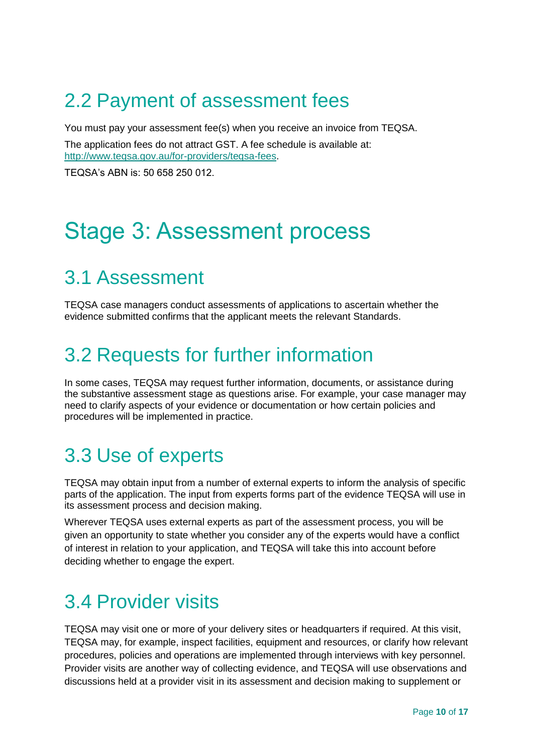## 2.2 Payment of assessment fees

You must pay your assessment fee(s) when you receive an invoice from TEQSA.

The application fees do not attract GST. A fee schedule is available at: [http://www.teqsa.gov.au/for-providers/teqsa-fees](http://www.teqsa.gov.au/for-providers/teqsa-fees).

TEQSA's ABN is: 50 658 250 012.

# Stage 3: Assessment process

## 3.1 Assessment

TEQSA case managers conduct assessments of applications to ascertain whether the evidence submitted confirms that the applicant meets the relevant Standards.

## 3.2 Requests for further information

In some cases, TEQSA may request further information, documents, or assistance during the substantive assessment stage as questions arise. For example, your case manager may need to clarify aspects of your evidence or documentation or how certain policies and procedures will be implemented in practice.

## 3.3 Use of experts

TEQSA may obtain input from a number of external experts to inform the analysis of specific parts of the application. The input from experts forms part of the evidence TEQSA will use in its assessment process and decision making.

Wherever TEQSA uses external experts as part of the assessment process, you will be given an opportunity to state whether you consider any of the experts would have a conflict of interest in relation to your application, and TEQSA will take this into account before deciding whether to engage the expert.

## 3.4 Provider visits

TEQSA may visit one or more of your delivery sites or headquarters if required. At this visit, TEQSA may, for example, inspect facilities, equipment and resources, or clarify how relevant procedures, policies and operations are implemented through interviews with key personnel. Provider visits are another way of collecting evidence, and TEQSA will use observations and discussions held at a provider visit in its assessment and decision making to supplement or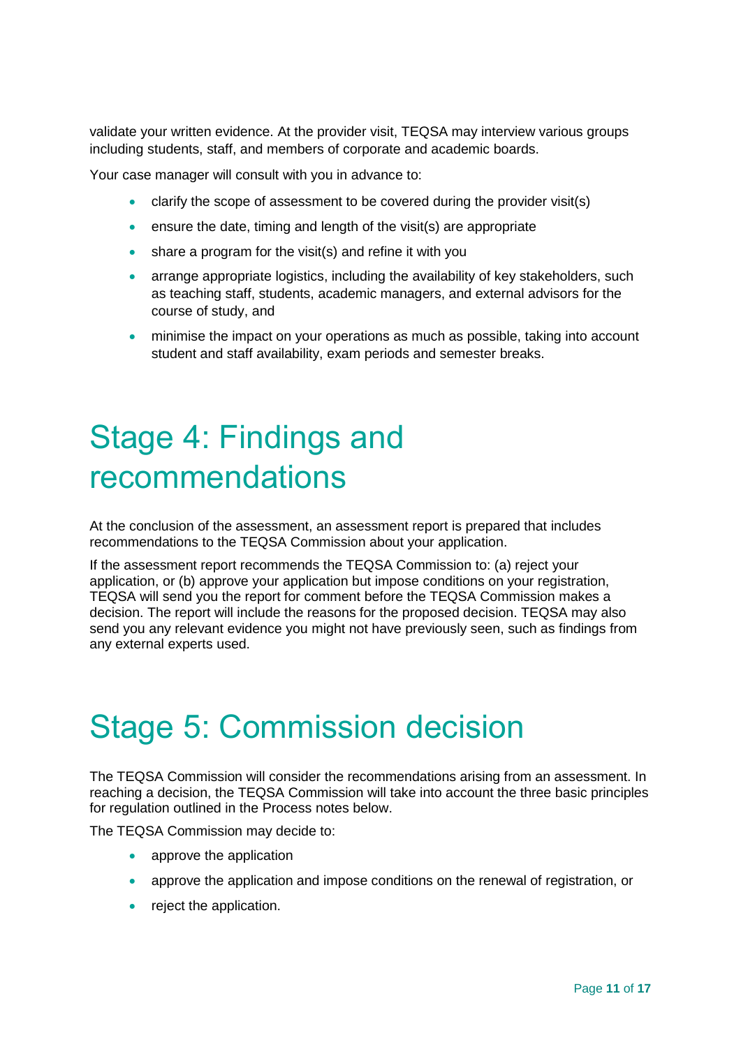validate your written evidence. At the provider visit, TEQSA may interview various groups including students, staff, and members of corporate and academic boards.

Your case manager will consult with you in advance to:

- clarify the scope of assessment to be covered during the provider visit(s)
- ensure the date, timing and length of the visit(s) are appropriate
- share a program for the visit(s) and refine it with you
- arrange appropriate logistics, including the availability of key stakeholders, such as teaching staff, students, academic managers, and external advisors for the course of study, and
- minimise the impact on your operations as much as possible, taking into account student and staff availability, exam periods and semester breaks.

# Stage 4: Findings and recommendations

At the conclusion of the assessment, an assessment report is prepared that includes recommendations to the TEQSA Commission about your application.

If the assessment report recommends the TEQSA Commission to: (a) reject your application, or (b) approve your application but impose conditions on your registration, TEQSA will send you the report for comment before the TEQSA Commission makes a decision. The report will include the reasons for the proposed decision. TEQSA may also send you any relevant evidence you might not have previously seen, such as findings from any external experts used.

# Stage 5: Commission decision

The TEQSA Commission will consider the recommendations arising from an assessment. In reaching a decision, the TEQSA Commission will take into account the three basic principles for regulation outlined in the Process notes below.

The TEQSA Commission may decide to:

- approve the application
- approve the application and impose conditions on the renewal of registration, or
- reject the application.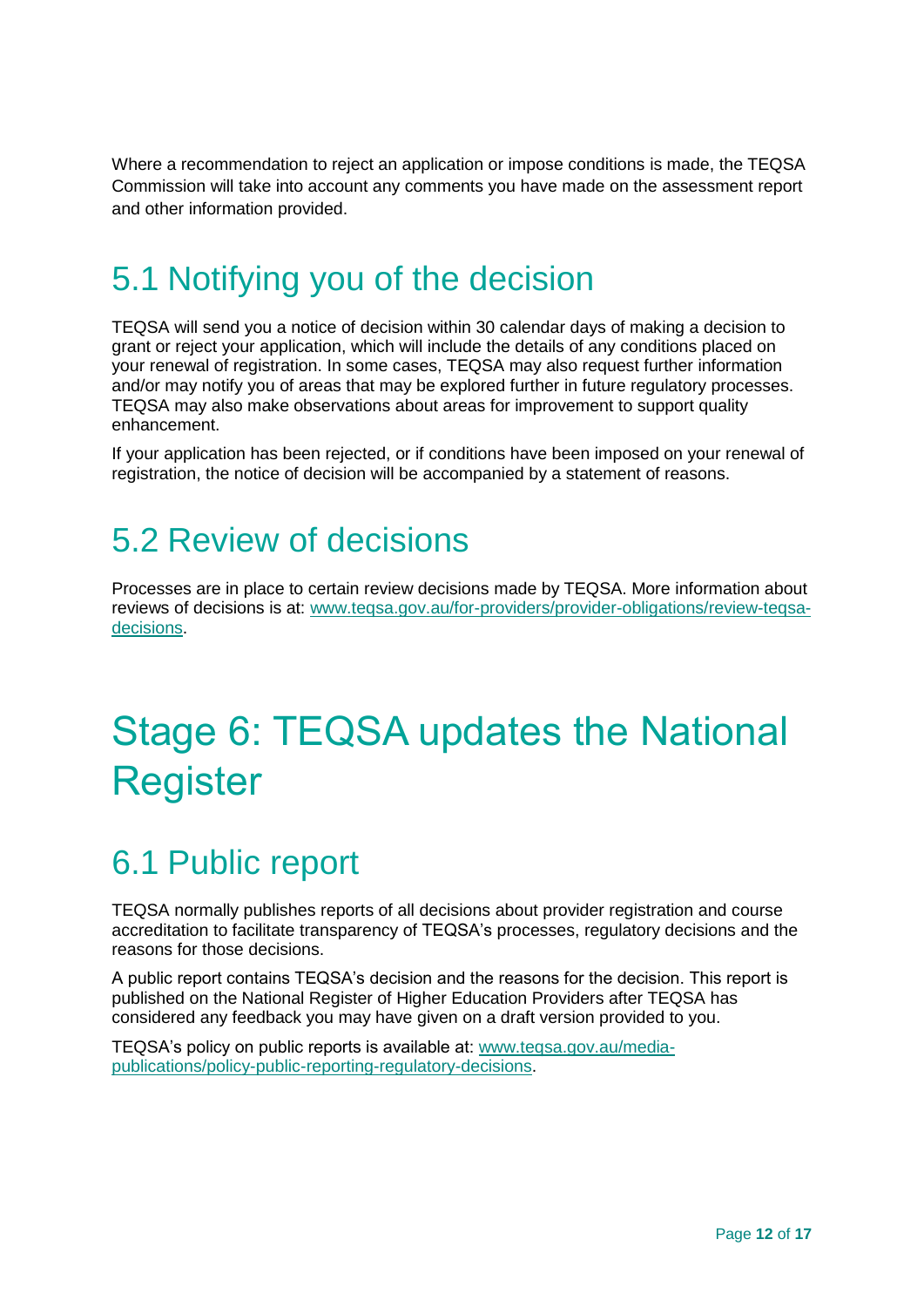Where a recommendation to reject an application or impose conditions is made, the TEQSA Commission will take into account any comments you have made on the assessment report and other information provided.

## 5.1 Notifying you of the decision

TEQSA will send you a notice of decision within 30 calendar days of making a decision to grant or reject your application, which will include the details of any conditions placed on your renewal of registration. In some cases, TEQSA may also request further information and/or may notify you of areas that may be explored further in future regulatory processes. TEQSA may also make observations about areas for improvement to support quality enhancement.

If your application has been rejected, or if conditions have been imposed on your renewal of registration, the notice of decision will be accompanied by a statement of reasons.

## 5.2 Review of decisions

Processes are in place to certain review decisions made by TEQSA. More information about reviews of decisions is at: [www.teqsa.gov.au/for-providers/provider-obligations/review-teqsa-decisions](http://www.teqsa.gov.au/for-providers/provider-obligations/review-teqsa-decisions).

# Stage 6: TEQSA updates the National Register

## 6.1 Public report

TEQSA normally publishes reports of all decisions about provider registration and course accreditation to facilitate transparency of TEQSA's processes, regulatory decisions and the reasons for those decisions.

A public report contains TEQSA's decision and the reasons for the decision. This report is published on the National Register of Higher Education Providers after TEQSA has considered any feedback you may have given on a draft version provided to you.

TEQSA's policy on public reports is available at: [www.teqsa.gov.au/media-publications/policy-public-reporting-regulatory-decisions](http://www.teqsa.gov.au/media-publications/policy-public-reporting-regulatory-decisions).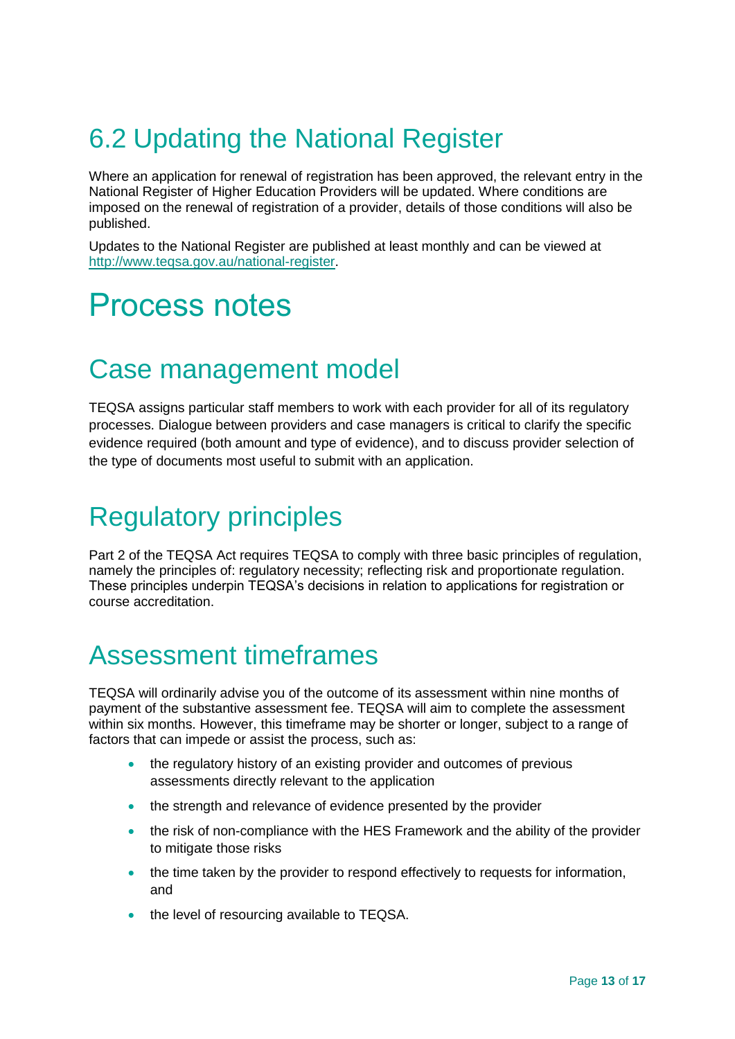## 6.2 Updating the National Register

Where an application for renewal of registration has been approved, the relevant entry in the National Register of Higher Education Providers will be updated. Where conditions are imposed on the renewal of registration of a provider, details of those conditions will also be published.

Updates to the National Register are published at least monthly and can be viewed at http://www.teqsa.gov.au/national-register.

# Process notes

## Case management model

TEQSA assigns particular staff members to work with each provider for all of its regulatory processes. Dialogue between providers and case managers is critical to clarify the specific evidence required (both amount and type of evidence), and to discuss provider selection of the type of documents most useful to submit with an application.

## Regulatory principles

Part 2 of the TEQSA Act requires TEQSA to comply with three basic principles of regulation, namely the principles of: regulatory necessity; reflecting risk and proportionate regulation. These principles underpin TEQSA's decisions in relation to applications for registration or course accreditation.

## Assessment timeframes

TEQSA will ordinarily advise you of the outcome of its assessment within nine months of payment of the substantive assessment fee. TEQSA will aim to complete the assessment within six months. However, this timeframe may be shorter or longer, subject to a range of factors that can impede or assist the process, such as:

- the regulatory history of an existing provider and outcomes of previous assessments directly relevant to the application
- the strength and relevance of evidence presented by the provider
- the risk of non-compliance with the HES Framework and the ability of the provider to mitigate those risks
- the time taken by the provider to respond effectively to requests for information, and
- the level of resourcing available to TEQSA.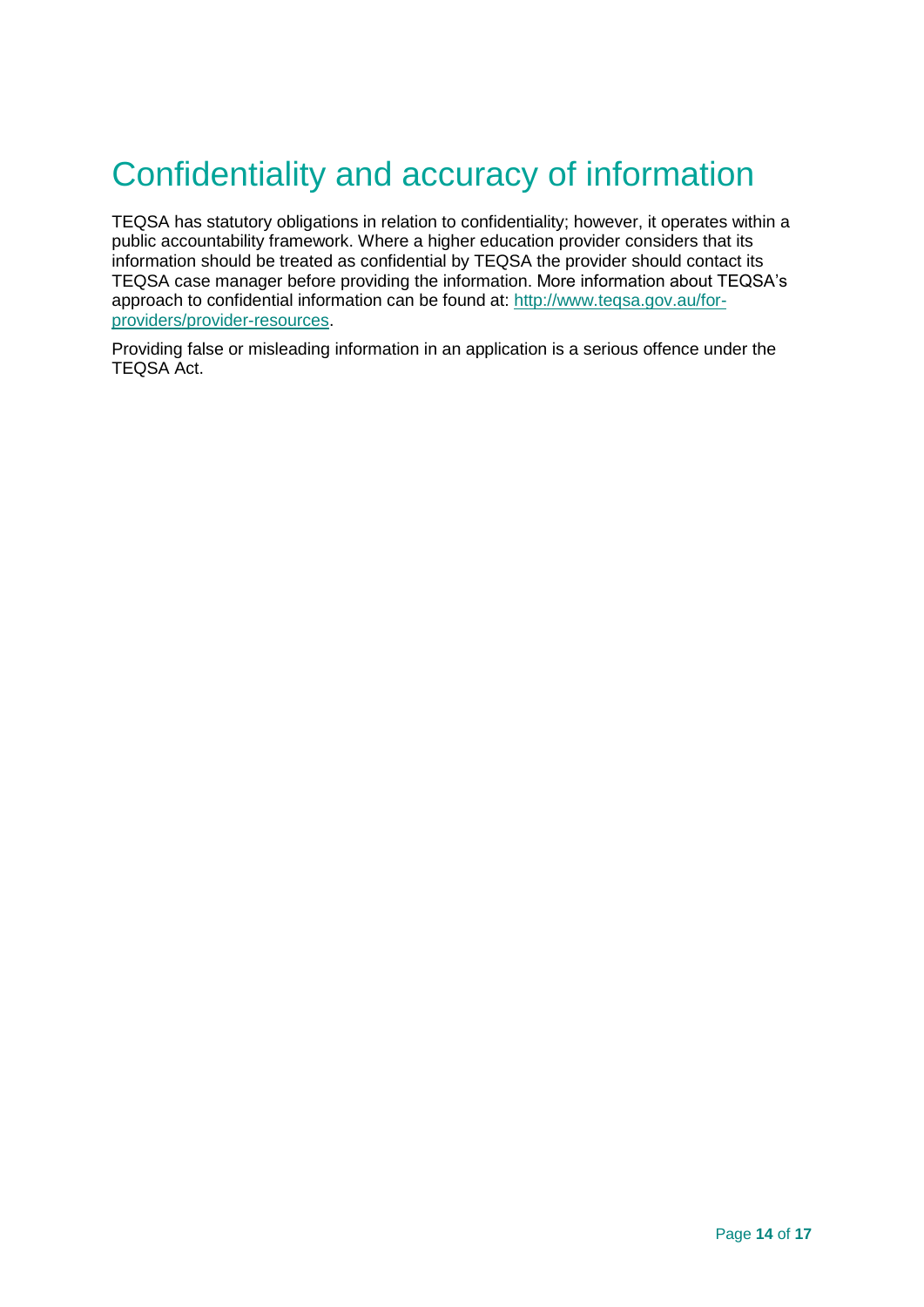# Confidentiality and accuracy of information

TEQSA has statutory obligations in relation to confidentiality; however, it operates within a public accountability framework. Where a higher education provider considers that its information should be treated as confidential by TEQSA the provider should contact its TEQSA case manager before providing the information. More information about TEQSA's approach to confidential information can be found at: [http://www.teqsa.gov.au/for-providers/provider-resources](http://www.teqsa.gov.au/for-providers/provider-resources).

Providing false or misleading information in an application is a serious offence under the TEQSA Act.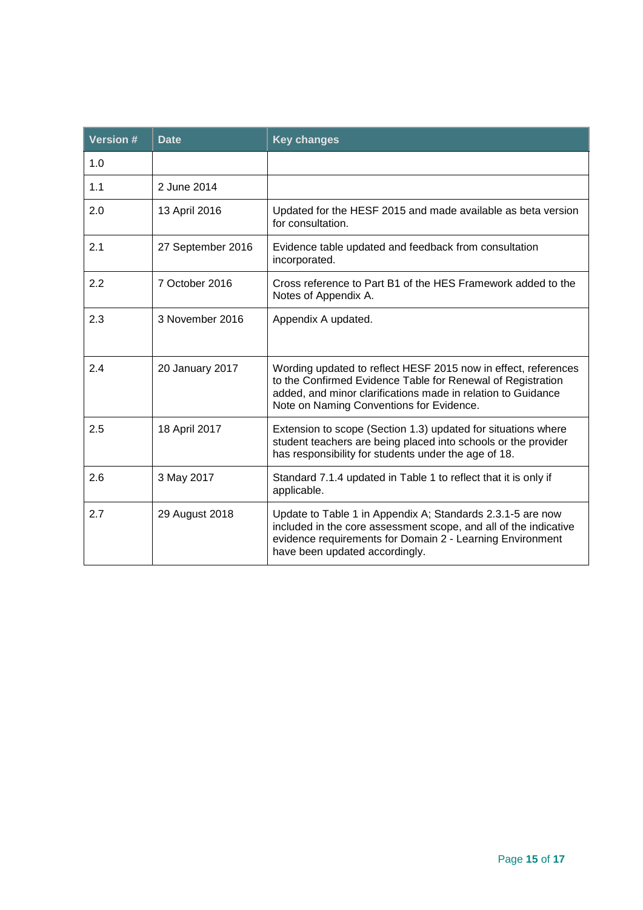| Version # | Date | Key changes |
|---|---|---|
| 1.0 | | |
| 1.1 | 2 June 2014 | |
| 2.0 | 13 April 2016 | Updated for the HESF 2015 and made available as beta version for consultation. |
| 2.1 | 27 September 2016 | Evidence table updated and feedback from consultation incorporated. |
| 2.2 | 7 October 2016 | Cross reference to Part B1 of the HES Framework added to the Notes of Appendix A. |
| 2.3 | 3 November 2016 | Appendix A updated. |
| 2.4 | 20 January 2017 | Wording updated to reflect HESF 2015 now in effect, references to the Confirmed Evidence Table for Renewal of Registration added, and minor clarifications made in relation to Guidance Note on Naming Conventions for Evidence. |
| 2.5 | 18 April 2017 | Extension to scope (Section 1.3) updated for situations where student teachers are being placed into schools or the provider has responsibility for students under the age of 18. |
| 2.6 | 3 May 2017 | Standard 7.1.4 updated in Table 1 to reflect that it is only if applicable. |
| 2.7 | 29 August 2018 | Update to Table 1 in Appendix A; Standards 2.3.1-5 are now included in the core assessment scope, and all of the indicative evidence requirements for Domain 2 - Learning Environment have been updated accordingly. |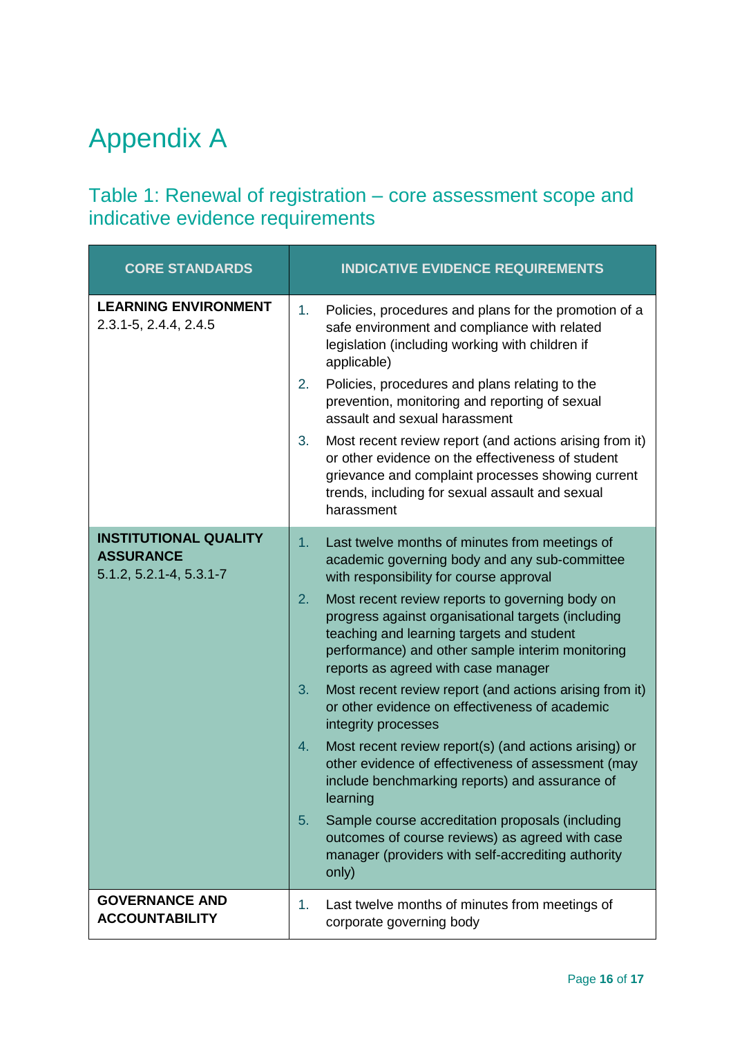# Appendix A

## Table 1: Renewal of registration – core assessment scope and indicative evidence requirements

| CORE STANDARDS | INDICATIVE EVIDENCE REQUIREMENTS |
|---|---|
| **LEARNING ENVIRONMENT**<br>2.3.1-5, 2.4.4, 2.4.5 | 1. Policies, procedures and plans for the promotion of a safe environment and compliance with related legislation (including working with children if applicable)<br>2. Policies, procedures and plans relating to the prevention, monitoring and reporting of sexual assault and sexual harassment<br>3. Most recent review report (and actions arising from it) or other evidence on the effectiveness of student grievance and complaint processes showing current trends, including for sexual assault and sexual harassment |
| **INSTITUTIONAL QUALITY ASSURANCE**<br>5.1.2, 5.2.1-4, 5.3.1-7 | 1. Last twelve months of minutes from meetings of academic governing body and any sub-committee with responsibility for course approval<br>2. Most recent review reports to governing body on progress against organisational targets (including teaching and learning targets and student performance) and other sample interim monitoring reports as agreed with case manager<br>3. Most recent review report (and actions arising from it) or other evidence on effectiveness of academic integrity processes<br>4. Most recent review report(s) (and actions arising) or other evidence of effectiveness of assessment (may include benchmarking reports) and assurance of learning<br>5. Sample course accreditation proposals (including outcomes of course reviews) as agreed with case manager (providers with self-accrediting authority only) |
| **GOVERNANCE AND ACCOUNTABILITY** | 1. Last twelve months of minutes from meetings of corporate governing body |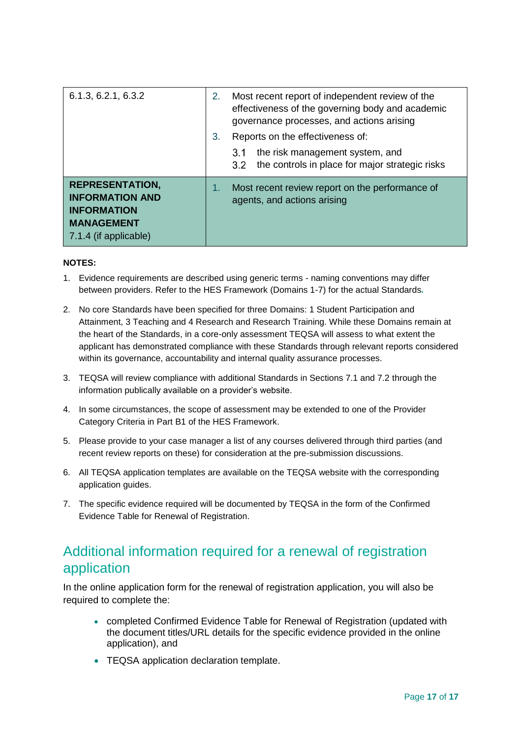| | |
|---|---|
| 6.1.3, 6.2.1, 6.3.2 | 2. Most recent report of independent review of the effectiveness of the governing body and academic governance processes, and actions arising<br>3. Reports on the effectiveness of:<br>3.1 the risk management system, and<br>3.2 the controls in place for major strategic risks |
| **REPRESENTATION, INFORMATION AND INFORMATION MANAGEMENT**<br>7.1.4 (if applicable) | 1. Most recent review report on the performance of agents, and actions arising |

**NOTES:**

1. Evidence requirements are described using generic terms - naming conventions may differ between providers. Refer to the HES Framework (Domains 1-7) for the actual Standards.
2. No core Standards have been specified for three Domains: 1 Student Participation and Attainment, 3 Teaching and 4 Research and Research Training. While these Domains remain at the heart of the Standards, in a core-only assessment TEQSA will assess to what extent the applicant has demonstrated compliance with these Standards through relevant reports considered within its governance, accountability and internal quality assurance processes.
3. TEQSA will review compliance with additional Standards in Sections 7.1 and 7.2 through the information publically available on a provider's website.
4. In some circumstances, the scope of assessment may be extended to one of the Provider Category Criteria in Part B1 of the HES Framework.
5. Please provide to your case manager a list of any courses delivered through third parties (and recent review reports on these) for consideration at the pre-submission discussions.
6. All TEQSA application templates are available on the TEQSA website with the corresponding application guides.
7. The specific evidence required will be documented by TEQSA in the form of the Confirmed Evidence Table for Renewal of Registration.

## Additional information required for a renewal of registration application

In the online application form for the renewal of registration application, you will also be required to complete the:

- completed Confirmed Evidence Table for Renewal of Registration (updated with the document titles/URL details for the specific evidence provided in the online application), and
- TEQSA application declaration template.